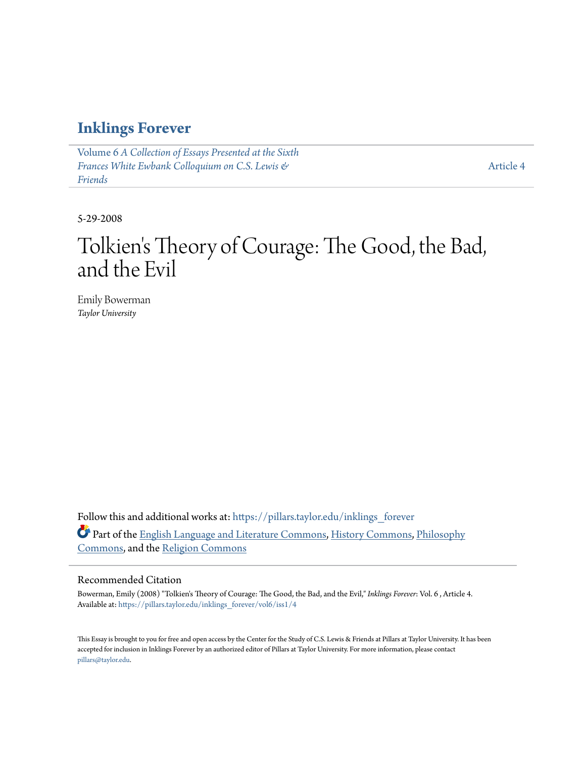# Inklings Forever

Volume 6 *A Collection of Essays Presented at the Sixth Frances White Ewbank Colloquium on C.S. Lewis & Friends*

Article 4

5-29-2008

# Tolkien's Theory of Courage: The Good, the Bad, and the Evil

Emily Bowerman
*Taylor University*

Follow this and additional works at: https://pillars.taylor.edu/inklings_forever

Part of the English Language and Literature Commons, History Commons, Philosophy Commons, and the Religion Commons

## Recommended Citation

Bowerman, Emily (2008) "Tolkien's Theory of Courage: The Good, the Bad, and the Evil," *Inklings Forever*: Vol. 6 , Article 4.
Available at: https://pillars.taylor.edu/inklings_forever/vol6/iss1/4

This Essay is brought to you for free and open access by the Center for the Study of C.S. Lewis & Friends at Pillars at Taylor University. It has been accepted for inclusion in Inklings Forever by an authorized editor of Pillars at Taylor University. For more information, please contact pillars@taylor.edu.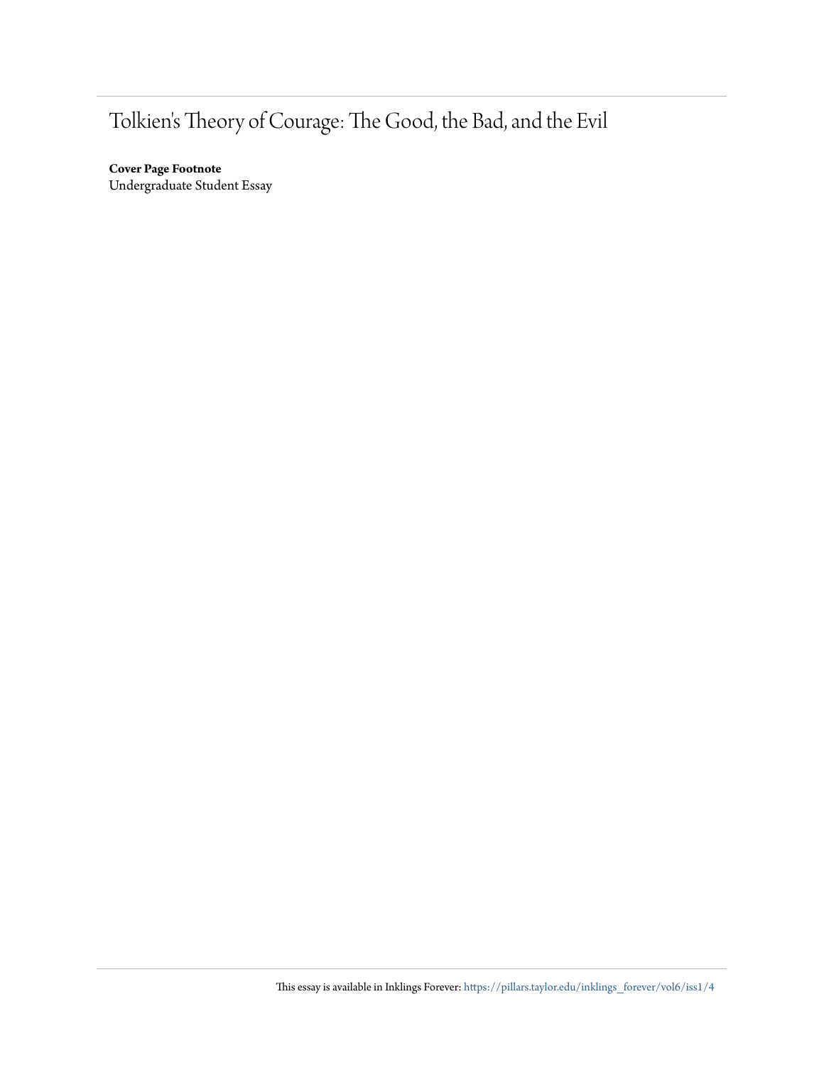# Tolkien's Theory of Courage: The Good, the Bad, and the Evil

**Cover Page Footnote**
Undergraduate Student Essay

This essay is available in Inklings Forever: https://pillars.taylor.edu/inklings_forever/vol6/iss1/4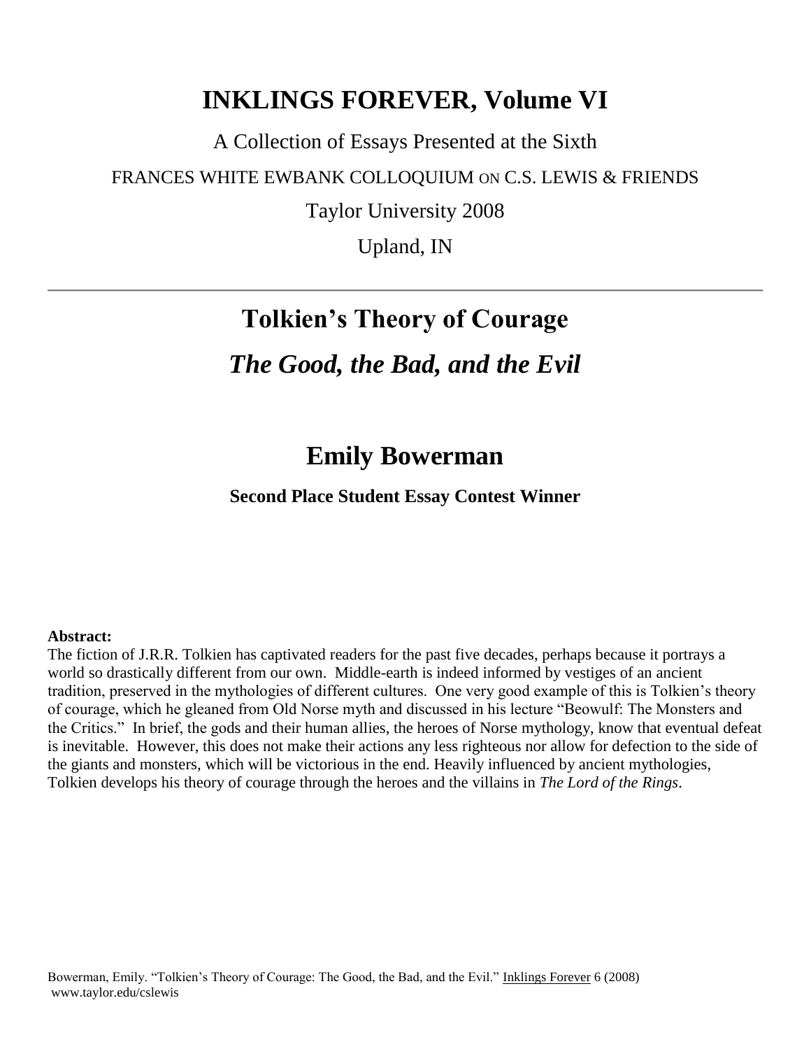# INKLINGS FOREVER, Volume VI

A Collection of Essays Presented at the Sixth

FRANCES WHITE EWBANK COLLOQUIUM ON C.S. LEWIS & FRIENDS

Taylor University 2008

Upland, IN

---

# Tolkien's Theory of Courage

## *The Good, the Bad, and the Evil*

## Emily Bowerman

**Second Place Student Essay Contest Winner**

**Abstract:**
The fiction of J.R.R. Tolkien has captivated readers for the past five decades, perhaps because it portrays a world so drastically different from our own. Middle-earth is indeed informed by vestiges of an ancient tradition, preserved in the mythologies of different cultures. One very good example of this is Tolkien's theory of courage, which he gleaned from Old Norse myth and discussed in his lecture "Beowulf: The Monsters and the Critics." In brief, the gods and their human allies, the heroes of Norse mythology, know that eventual defeat is inevitable. However, this does not make their actions any less righteous nor allow for defection to the side of the giants and monsters, which will be victorious in the end. Heavily influenced by ancient mythologies, Tolkien develops his theory of courage through the heroes and the villains in *The Lord of the Rings*.

Bowerman, Emily. "Tolkien's Theory of Courage: The Good, the Bad, and the Evil." Inklings Forever 6 (2008) www.taylor.edu/cslewis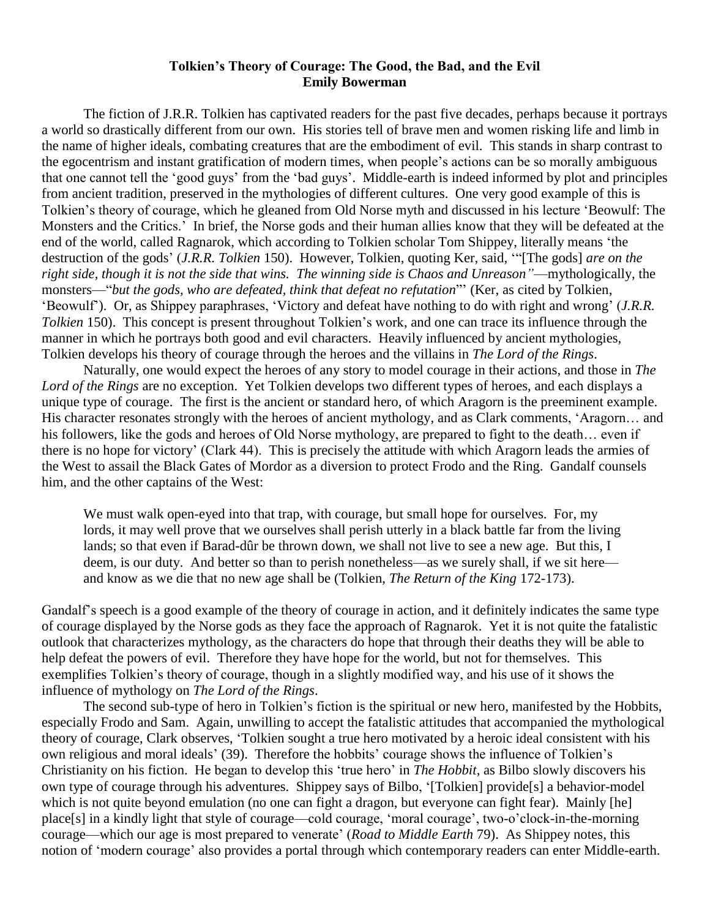**Tolkien's Theory of Courage: The Good, the Bad, and the Evil**
**Emily Bowerman**

The fiction of J.R.R. Tolkien has captivated readers for the past five decades, perhaps because it portrays a world so drastically different from our own. His stories tell of brave men and women risking life and limb in the name of higher ideals, combating creatures that are the embodiment of evil. This stands in sharp contrast to the egocentrism and instant gratification of modern times, when people's actions can be so morally ambiguous that one cannot tell the 'good guys' from the 'bad guys'. Middle-earth is indeed informed by plot and principles from ancient tradition, preserved in the mythologies of different cultures. One very good example of this is Tolkien's theory of courage, which he gleaned from Old Norse myth and discussed in his lecture 'Beowulf: The Monsters and the Critics.' In brief, the Norse gods and their human allies know that they will be defeated at the end of the world, called Ragnarok, which according to Tolkien scholar Tom Shippey, literally means 'the destruction of the gods' (*J.R.R. Tolkien* 150). However, Tolkien, quoting Ker, said, '"[The gods] *are on the right side, though it is not the side that wins. The winning side is Chaos and Unreason"*—mythologically, the monsters—"*but the gods, who are defeated, think that defeat no refutation*"' (Ker, as cited by Tolkien, 'Beowulf'). Or, as Shippey paraphrases, 'Victory and defeat have nothing to do with right and wrong' (*J.R.R. Tolkien* 150). This concept is present throughout Tolkien's work, and one can trace its influence through the manner in which he portrays both good and evil characters. Heavily influenced by ancient mythologies, Tolkien develops his theory of courage through the heroes and the villains in *The Lord of the Rings*.

Naturally, one would expect the heroes of any story to model courage in their actions, and those in *The Lord of the Rings* are no exception. Yet Tolkien develops two different types of heroes, and each displays a unique type of courage. The first is the ancient or standard hero, of which Aragorn is the preeminent example. His character resonates strongly with the heroes of ancient mythology, and as Clark comments, 'Aragorn… and his followers, like the gods and heroes of Old Norse mythology, are prepared to fight to the death… even if there is no hope for victory' (Clark 44). This is precisely the attitude with which Aragorn leads the armies of the West to assail the Black Gates of Mordor as a diversion to protect Frodo and the Ring. Gandalf counsels him, and the other captains of the West:

> We must walk open-eyed into that trap, with courage, but small hope for ourselves. For, my lords, it may well prove that we ourselves shall perish utterly in a black battle far from the living lands; so that even if Barad-dûr be thrown down, we shall not live to see a new age. But this, I deem, is our duty. And better so than to perish nonetheless—as we surely shall, if we sit here—and know as we die that no new age shall be (Tolkien, *The Return of the King* 172-173).

Gandalf's speech is a good example of the theory of courage in action, and it definitely indicates the same type of courage displayed by the Norse gods as they face the approach of Ragnarok. Yet it is not quite the fatalistic outlook that characterizes mythology, as the characters do hope that through their deaths they will be able to help defeat the powers of evil. Therefore they have hope for the world, but not for themselves. This exemplifies Tolkien's theory of courage, though in a slightly modified way, and his use of it shows the influence of mythology on *The Lord of the Rings*.

The second sub-type of hero in Tolkien's fiction is the spiritual or new hero, manifested by the Hobbits, especially Frodo and Sam. Again, unwilling to accept the fatalistic attitudes that accompanied the mythological theory of courage, Clark observes, 'Tolkien sought a true hero motivated by a heroic ideal consistent with his own religious and moral ideals' (39). Therefore the hobbits' courage shows the influence of Tolkien's Christianity on his fiction. He began to develop this 'true hero' in *The Hobbit*, as Bilbo slowly discovers his own type of courage through his adventures. Shippey says of Bilbo, '[Tolkien] provide[s] a behavior-model which is not quite beyond emulation (no one can fight a dragon, but everyone can fight fear). Mainly [he] place[s] in a kindly light that style of courage—cold courage, 'moral courage', two-o'clock-in-the-morning courage—which our age is most prepared to venerate' (*Road to Middle Earth* 79). As Shippey notes, this notion of 'modern courage' also provides a portal through which contemporary readers can enter Middle-earth.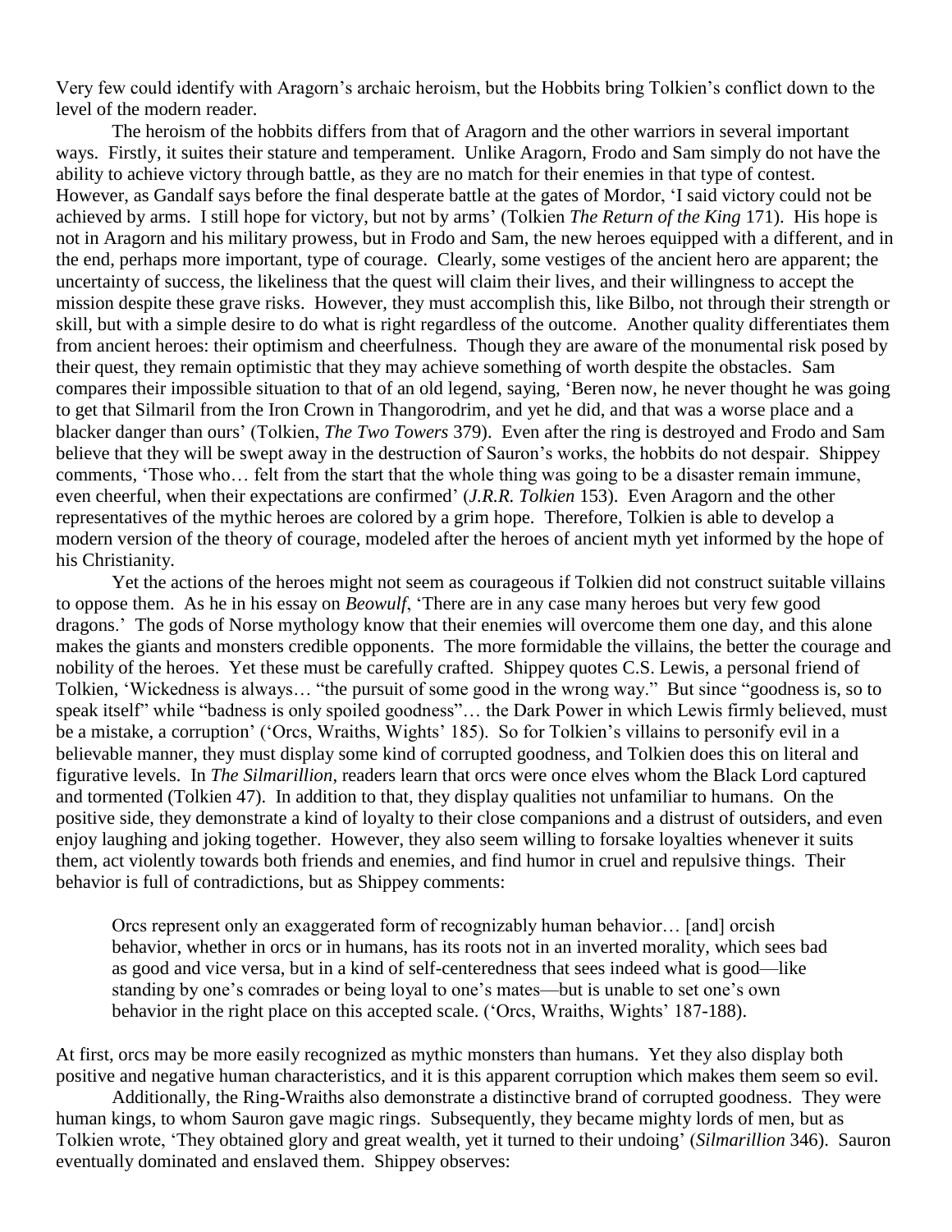Very few could identify with Aragorn's archaic heroism, but the Hobbits bring Tolkien's conflict down to the level of the modern reader.

The heroism of the hobbits differs from that of Aragorn and the other warriors in several important ways. Firstly, it suites their stature and temperament. Unlike Aragorn, Frodo and Sam simply do not have the ability to achieve victory through battle, as they are no match for their enemies in that type of contest. However, as Gandalf says before the final desperate battle at the gates of Mordor, 'I said victory could not be achieved by arms. I still hope for victory, but not by arms' (Tolkien *The Return of the King* 171). His hope is not in Aragorn and his military prowess, but in Frodo and Sam, the new heroes equipped with a different, and in the end, perhaps more important, type of courage. Clearly, some vestiges of the ancient hero are apparent; the uncertainty of success, the likeliness that the quest will claim their lives, and their willingness to accept the mission despite these grave risks. However, they must accomplish this, like Bilbo, not through their strength or skill, but with a simple desire to do what is right regardless of the outcome. Another quality differentiates them from ancient heroes: their optimism and cheerfulness. Though they are aware of the monumental risk posed by their quest, they remain optimistic that they may achieve something of worth despite the obstacles. Sam compares their impossible situation to that of an old legend, saying, 'Beren now, he never thought he was going to get that Silmaril from the Iron Crown in Thangorodrim, and yet he did, and that was a worse place and a blacker danger than ours' (Tolkien, *The Two Towers* 379). Even after the ring is destroyed and Frodo and Sam believe that they will be swept away in the destruction of Sauron's works, the hobbits do not despair. Shippey comments, 'Those who… felt from the start that the whole thing was going to be a disaster remain immune, even cheerful, when their expectations are confirmed' (*J.R.R. Tolkien* 153). Even Aragorn and the other representatives of the mythic heroes are colored by a grim hope. Therefore, Tolkien is able to develop a modern version of the theory of courage, modeled after the heroes of ancient myth yet informed by the hope of his Christianity.

Yet the actions of the heroes might not seem as courageous if Tolkien did not construct suitable villains to oppose them. As he in his essay on *Beowulf*, 'There are in any case many heroes but very few good dragons.' The gods of Norse mythology know that their enemies will overcome them one day, and this alone makes the giants and monsters credible opponents. The more formidable the villains, the better the courage and nobility of the heroes. Yet these must be carefully crafted. Shippey quotes C.S. Lewis, a personal friend of Tolkien, 'Wickedness is always… "the pursuit of some good in the wrong way." But since "goodness is, so to speak itself" while "badness is only spoiled goodness"… the Dark Power in which Lewis firmly believed, must be a mistake, a corruption' ('Orcs, Wraiths, Wights' 185). So for Tolkien's villains to personify evil in a believable manner, they must display some kind of corrupted goodness, and Tolkien does this on literal and figurative levels. In *The Silmarillion*, readers learn that orcs were once elves whom the Black Lord captured and tormented (Tolkien 47). In addition to that, they display qualities not unfamiliar to humans. On the positive side, they demonstrate a kind of loyalty to their close companions and a distrust of outsiders, and even enjoy laughing and joking together. However, they also seem willing to forsake loyalties whenever it suits them, act violently towards both friends and enemies, and find humor in cruel and repulsive things. Their behavior is full of contradictions, but as Shippey comments:

> Orcs represent only an exaggerated form of recognizably human behavior… [and] orcish behavior, whether in orcs or in humans, has its roots not in an inverted morality, which sees bad as good and vice versa, but in a kind of self-centeredness that sees indeed what is good—like standing by one's comrades or being loyal to one's mates—but is unable to set one's own behavior in the right place on this accepted scale. ('Orcs, Wraiths, Wights' 187-188).

At first, orcs may be more easily recognized as mythic monsters than humans. Yet they also display both positive and negative human characteristics, and it is this apparent corruption which makes them seem so evil.

Additionally, the Ring-Wraiths also demonstrate a distinctive brand of corrupted goodness. They were human kings, to whom Sauron gave magic rings. Subsequently, they became mighty lords of men, but as Tolkien wrote, 'They obtained glory and great wealth, yet it turned to their undoing' (*Silmarillion* 346). Sauron eventually dominated and enslaved them. Shippey observes: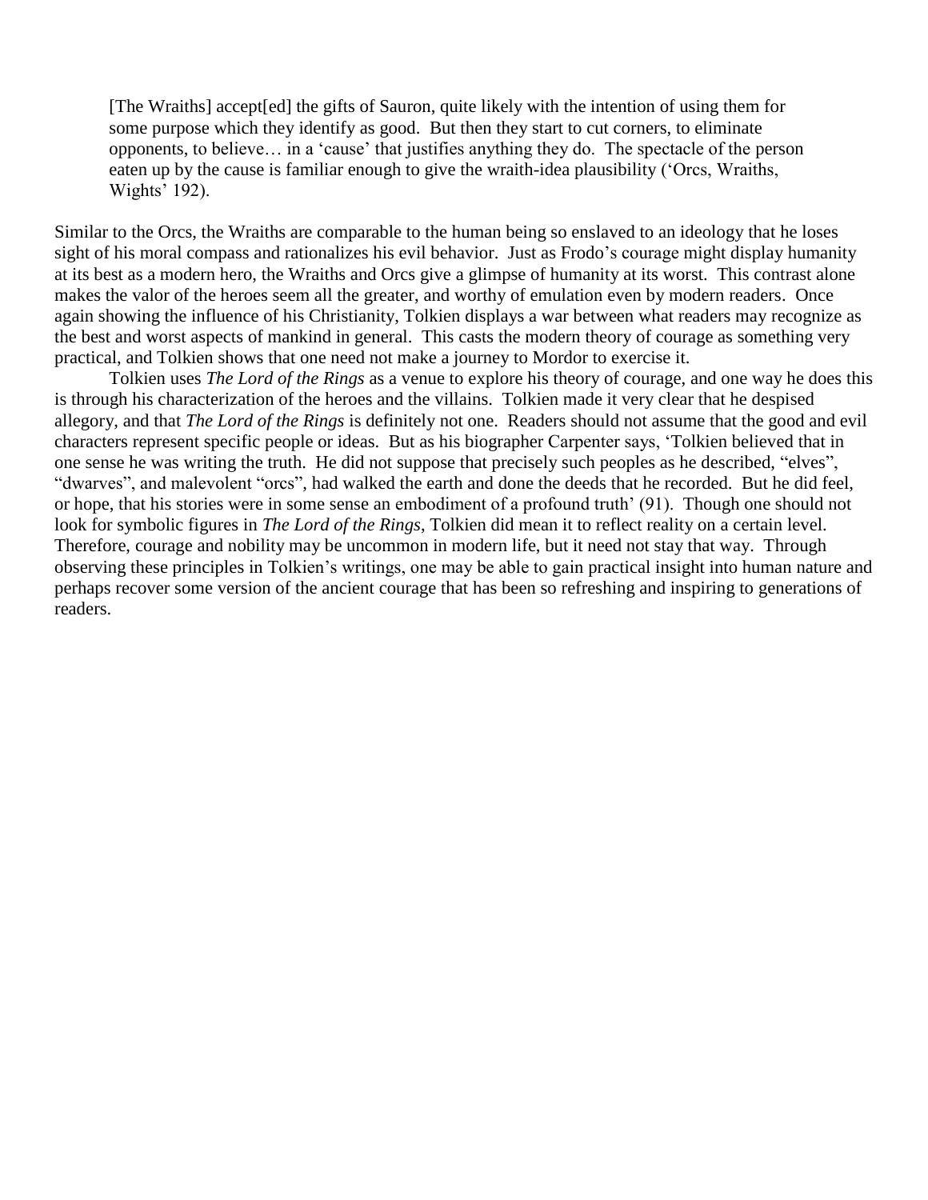> [The Wraiths] accept[ed] the gifts of Sauron, quite likely with the intention of using them for some purpose which they identify as good. But then they start to cut corners, to eliminate opponents, to believe… in a 'cause' that justifies anything they do. The spectacle of the person eaten up by the cause is familiar enough to give the wraith-idea plausibility ('Orcs, Wraiths, Wights' 192).

Similar to the Orcs, the Wraiths are comparable to the human being so enslaved to an ideology that he loses sight of his moral compass and rationalizes his evil behavior. Just as Frodo's courage might display humanity at its best as a modern hero, the Wraiths and Orcs give a glimpse of humanity at its worst. This contrast alone makes the valor of the heroes seem all the greater, and worthy of emulation even by modern readers. Once again showing the influence of his Christianity, Tolkien displays a war between what readers may recognize as the best and worst aspects of mankind in general. This casts the modern theory of courage as something very practical, and Tolkien shows that one need not make a journey to Mordor to exercise it.

Tolkien uses *The Lord of the Rings* as a venue to explore his theory of courage, and one way he does this is through his characterization of the heroes and the villains. Tolkien made it very clear that he despised allegory, and that *The Lord of the Rings* is definitely not one. Readers should not assume that the good and evil characters represent specific people or ideas. But as his biographer Carpenter says, 'Tolkien believed that in one sense he was writing the truth. He did not suppose that precisely such peoples as he described, "elves", "dwarves", and malevolent "orcs", had walked the earth and done the deeds that he recorded. But he did feel, or hope, that his stories were in some sense an embodiment of a profound truth' (91). Though one should not look for symbolic figures in *The Lord of the Rings*, Tolkien did mean it to reflect reality on a certain level. Therefore, courage and nobility may be uncommon in modern life, but it need not stay that way. Through observing these principles in Tolkien's writings, one may be able to gain practical insight into human nature and perhaps recover some version of the ancient courage that has been so refreshing and inspiring to generations of readers.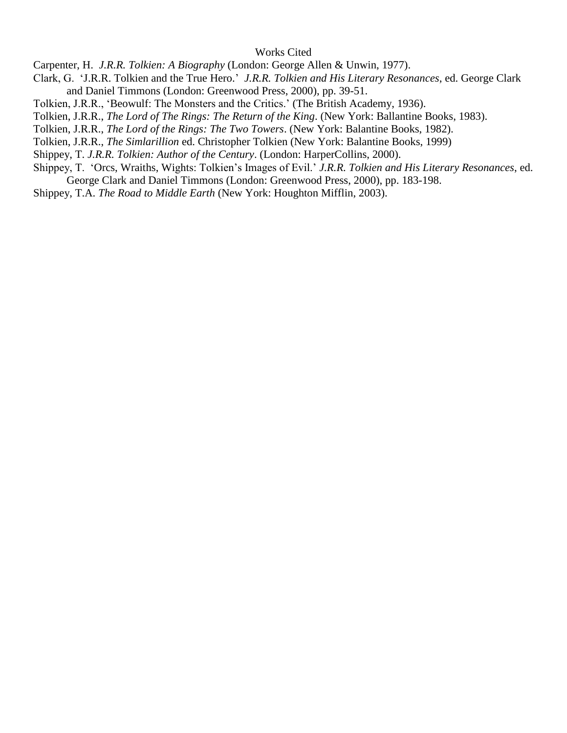# Works Cited

Carpenter, H. *J.R.R. Tolkien: A Biography* (London: George Allen & Unwin, 1977).

Clark, G. 'J.R.R. Tolkien and the True Hero.' *J.R.R. Tolkien and His Literary Resonances*, ed. George Clark and Daniel Timmons (London: Greenwood Press, 2000), pp. 39-51.

Tolkien, J.R.R., 'Beowulf: The Monsters and the Critics.' (The British Academy, 1936).

Tolkien, J.R.R., *The Lord of The Rings: The Return of the King*. (New York: Ballantine Books, 1983).

Tolkien, J.R.R., *The Lord of the Rings: The Two Towers*. (New York: Balantine Books, 1982).

Tolkien, J.R.R., *The Simlarillion* ed. Christopher Tolkien (New York: Balantine Books, 1999)

Shippey, T. *J.R.R. Tolkien: Author of the Century*. (London: HarperCollins, 2000).

Shippey, T. 'Orcs, Wraiths, Wights: Tolkien's Images of Evil.' *J.R.R. Tolkien and His Literary Resonances*, ed. George Clark and Daniel Timmons (London: Greenwood Press, 2000), pp. 183-198.

Shippey, T.A. *The Road to Middle Earth* (New York: Houghton Mifflin, 2003).